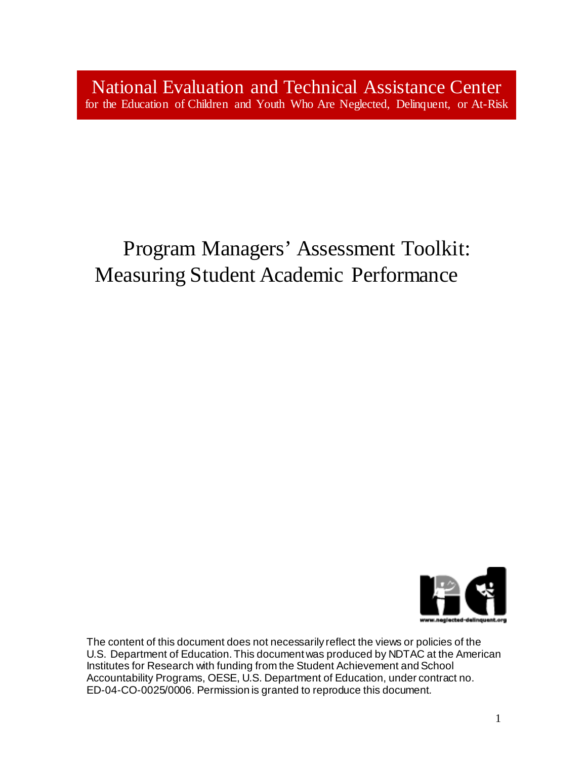National Evaluation and Technical Assistance Center
for the Education of Children and Youth Who Are Neglected, Delinquent, or At-Risk

# Program Managers' Assessment Toolkit: Measuring Student Academic Performance

www.neglected-delinquent.org

The content of this document does not necessarily reflect the views or policies of the U.S. Department of Education. This document was produced by NDTAC at the American Institutes for Research with funding from the Student Achievement and School Accountability Programs, OESE, U.S. Department of Education, under contract no. ED-04-CO-0025/0006. Permission is granted to reproduce this document.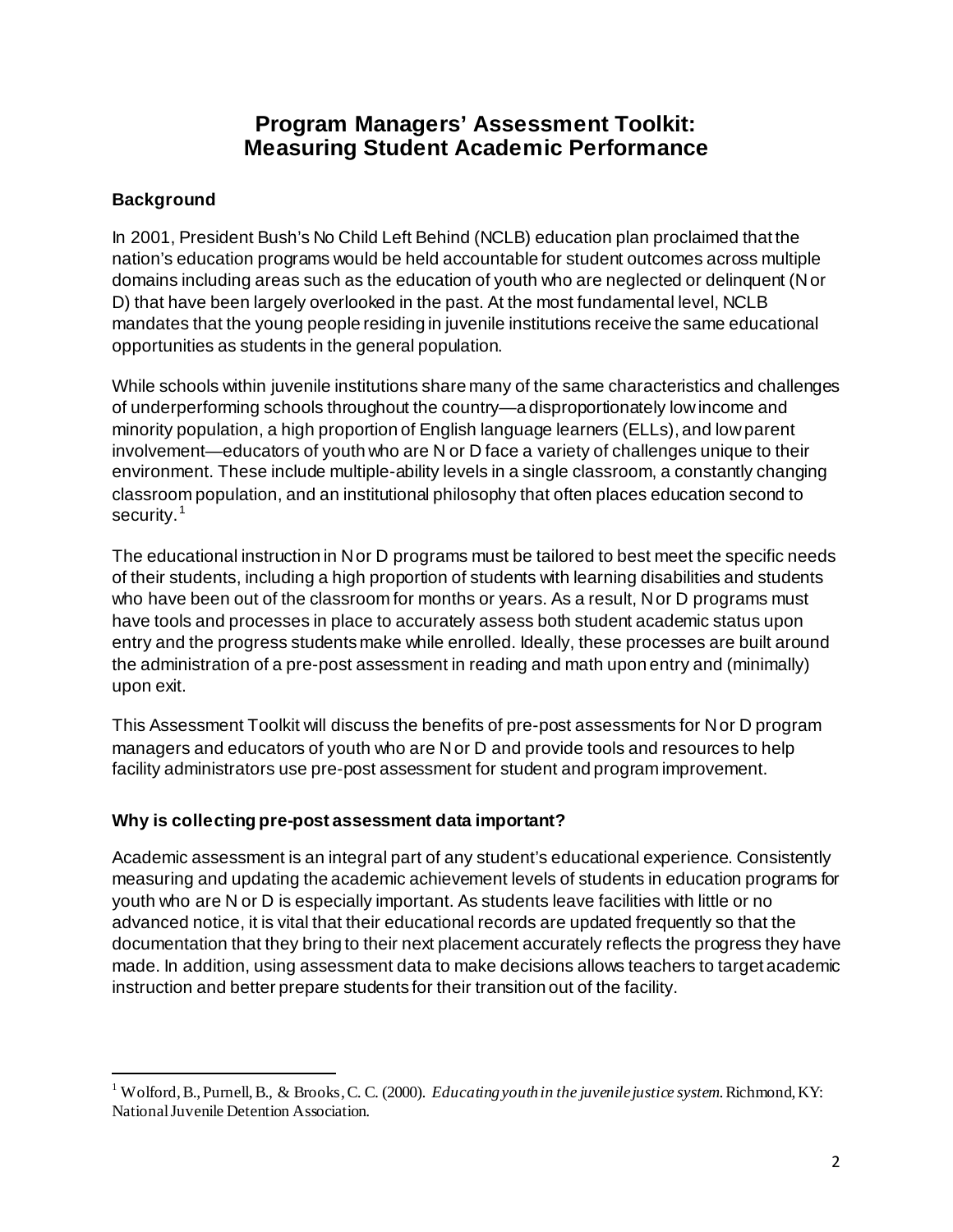# Program Managers' Assessment Toolkit: Measuring Student Academic Performance

## Background

In 2001, President Bush's No Child Left Behind (NCLB) education plan proclaimed that the nation's education programs would be held accountable for student outcomes across multiple domains including areas such as the education of youth who are neglected or delinquent (N or D) that have been largely overlooked in the past. At the most fundamental level, NCLB mandates that the young people residing in juvenile institutions receive the same educational opportunities as students in the general population.

While schools within juvenile institutions share many of the same characteristics and challenges of underperforming schools throughout the country—a disproportionately low income and minority population, a high proportion of English language learners (ELLs), and low parent involvement—educators of youth who are N or D face a variety of challenges unique to their environment. These include multiple-ability levels in a single classroom, a constantly changing classroom population, and an institutional philosophy that often places education second to security.[1]

The educational instruction in N or D programs must be tailored to best meet the specific needs of their students, including a high proportion of students with learning disabilities and students who have been out of the classroom for months or years. As a result, N or D programs must have tools and processes in place to accurately assess both student academic status upon entry and the progress students make while enrolled. Ideally, these processes are built around the administration of a pre-post assessment in reading and math upon entry and (minimally) upon exit.

This Assessment Toolkit will discuss the benefits of pre-post assessments for N or D program managers and educators of youth who are N or D and provide tools and resources to help facility administrators use pre-post assessment for student and program improvement.

## Why is collecting pre-post assessment data important?

Academic assessment is an integral part of any student's educational experience. Consistently measuring and updating the academic achievement levels of students in education programs for youth who are N or D is especially important. As students leave facilities with little or no advanced notice, it is vital that their educational records are updated frequently so that the documentation that they bring to their next placement accurately reflects the progress they have made. In addition, using assessment data to make decisions allows teachers to target academic instruction and better prepare students for their transition out of the facility.

[1] Wolford, B., Purnell, B., & Brooks, C. C. (2000). *Educating youth in the juvenile justice system.* Richmond, KY: National Juvenile Detention Association.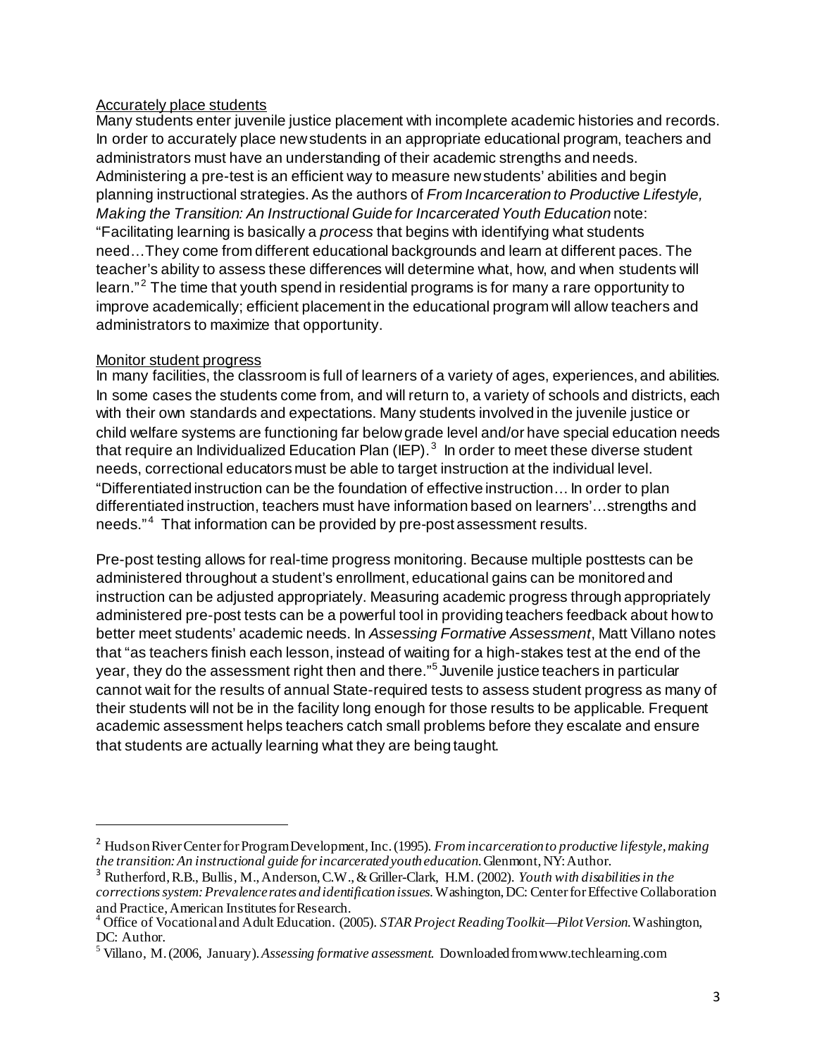<u>Accurately place students</u>

Many students enter juvenile justice placement with incomplete academic histories and records. In order to accurately place new students in an appropriate educational program, teachers and administrators must have an understanding of their academic strengths and needs. Administering a pre-test is an efficient way to measure new students' abilities and begin planning instructional strategies. As the authors of *From Incarceration to Productive Lifestyle, Making the Transition: An Instructional Guide for Incarcerated Youth Education* note: "Facilitating learning is basically a *process* that begins with identifying what students need…They come from different educational backgrounds and learn at different paces. The teacher's ability to assess these differences will determine what, how, and when students will learn."[2] The time that youth spend in residential programs is for many a rare opportunity to improve academically; efficient placement in the educational program will allow teachers and administrators to maximize that opportunity.

<u>Monitor student progress</u>

In many facilities, the classroom is full of learners of a variety of ages, experiences, and abilities. In some cases the students come from, and will return to, a variety of schools and districts, each with their own standards and expectations. Many students involved in the juvenile justice or child welfare systems are functioning far below grade level and/or have special education needs that require an Individualized Education Plan (IEP).[3] In order to meet these diverse student needs, correctional educators must be able to target instruction at the individual level. "Differentiated instruction can be the foundation of effective instruction… In order to plan differentiated instruction, teachers must have information based on learners'…strengths and needs."[4] That information can be provided by pre-post assessment results.

Pre-post testing allows for real-time progress monitoring. Because multiple posttests can be administered throughout a student's enrollment, educational gains can be monitored and instruction can be adjusted appropriately. Measuring academic progress through appropriately administered pre-post tests can be a powerful tool in providing teachers feedback about how to better meet students' academic needs. In *Assessing Formative Assessment*, Matt Villano notes that "as teachers finish each lesson, instead of waiting for a high-stakes test at the end of the year, they do the assessment right then and there."[5] Juvenile justice teachers in particular cannot wait for the results of annual State-required tests to assess student progress as many of their students will not be in the facility long enough for those results to be applicable. Frequent academic assessment helps teachers catch small problems before they escalate and ensure that students are actually learning what they are being taught.

---

[2] Hudson River Center for Program Development, Inc. (1995). *From incarceration to productive lifestyle, making the transition: An instructional guide for incarcerated youth education.* Glenmont, NY: Author.

[3] Rutherford, R.B., Bullis, M., Anderson, C.W., & Griller-Clark, H.M. (2002). *Youth with disabilities in the corrections system: Prevalence rates and identification issues.* Washington, DC: Center for Effective Collaboration and Practice, American Institutes for Research.

[4] Office of Vocational and Adult Education. (2005). *STAR Project Reading Toolkit—Pilot Version.* Washington, DC: Author.

[5] Villano, M. (2006, January). *Assessing formative assessment.* Downloaded from www.techlearning.com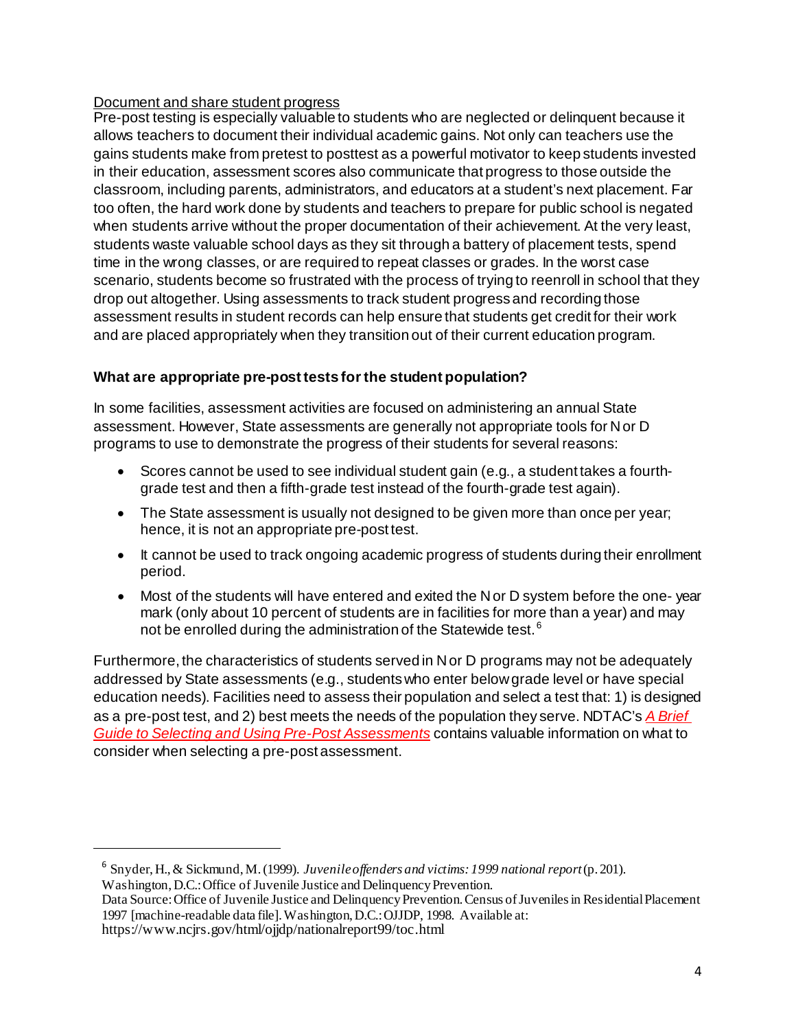Document and share student progress

Pre-post testing is especially valuable to students who are neglected or delinquent because it allows teachers to document their individual academic gains. Not only can teachers use the gains students make from pretest to posttest as a powerful motivator to keep students invested in their education, assessment scores also communicate that progress to those outside the classroom, including parents, administrators, and educators at a student's next placement. Far too often, the hard work done by students and teachers to prepare for public school is negated when students arrive without the proper documentation of their achievement. At the very least, students waste valuable school days as they sit through a battery of placement tests, spend time in the wrong classes, or are required to repeat classes or grades. In the worst case scenario, students become so frustrated with the process of trying to reenroll in school that they drop out altogether. Using assessments to track student progress and recording those assessment results in student records can help ensure that students get credit for their work and are placed appropriately when they transition out of their current education program.

**What are appropriate pre-post tests for the student population?**

In some facilities, assessment activities are focused on administering an annual State assessment. However, State assessments are generally not appropriate tools for N or D programs to use to demonstrate the progress of their students for several reasons:

- Scores cannot be used to see individual student gain (e.g., a student takes a fourth-grade test and then a fifth-grade test instead of the fourth-grade test again).
- The State assessment is usually not designed to be given more than once per year; hence, it is not an appropriate pre-post test.
- It cannot be used to track ongoing academic progress of students during their enrollment period.
- Most of the students will have entered and exited the N or D system before the one- year mark (only about 10 percent of students are in facilities for more than a year) and may not be enrolled during the administration of the Statewide test.[6]

Furthermore, the characteristics of students served in N or D programs may not be adequately addressed by State assessments (e.g., students who enter below grade level or have special education needs). Facilities need to assess their population and select a test that: 1) is designed as a pre-post test, and 2) best meets the needs of the population they serve. NDTAC's *A Brief Guide to Selecting and Using Pre-Post Assessments* contains valuable information on what to consider when selecting a pre-post assessment.

---

[6] Snyder, H., & Sickmund, M. (1999). *Juvenile offenders and victims: 1999 national report* (p. 201). Washington, D.C.: Office of Juvenile Justice and Delinquency Prevention.
Data Source: Office of Juvenile Justice and Delinquency Prevention. Census of Juveniles in Residential Placement 1997 [machine-readable data file]. Washington, D.C.: OJJDP, 1998. Available at: https://www.ncjrs.gov/html/ojjdp/nationalreport99/toc.html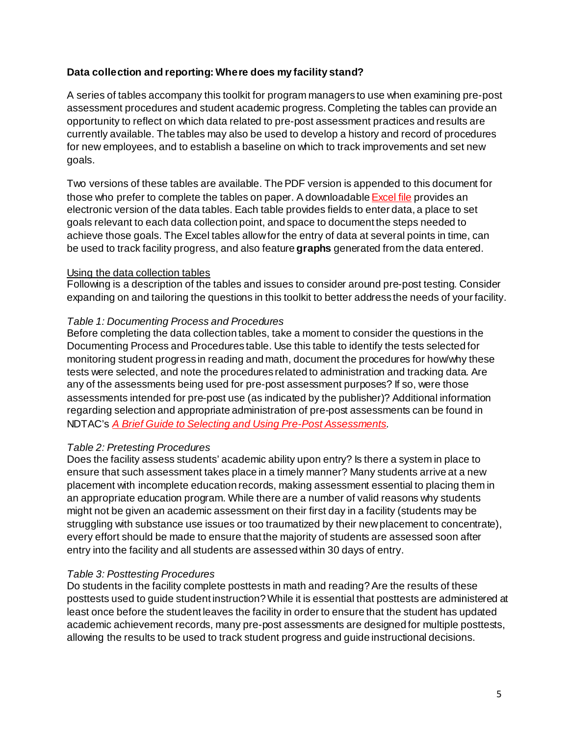**Data collection and reporting: Where does my facility stand?**

A series of tables accompany this toolkit for program managers to use when examining pre-post assessment procedures and student academic progress. Completing the tables can provide an opportunity to reflect on which data related to pre-post assessment practices and results are currently available. The tables may also be used to develop a history and record of procedures for new employees, and to establish a baseline on which to track improvements and set new goals.

Two versions of these tables are available. The PDF version is appended to this document for those who prefer to complete the tables on paper. A downloadable Excel file provides an electronic version of the data tables. Each table provides fields to enter data, a place to set goals relevant to each data collection point, and space to document the steps needed to achieve those goals. The Excel tables allow for the entry of data at several points in time, can be used to track facility progress, and also feature **graphs** generated from the data entered.

Using the data collection tables

Following is a description of the tables and issues to consider around pre-post testing. Consider expanding on and tailoring the questions in this toolkit to better address the needs of your facility.

*Table 1: Documenting Process and Procedures*

Before completing the data collection tables, take a moment to consider the questions in the Documenting Process and Procedures table. Use this table to identify the tests selected for monitoring student progress in reading and math, document the procedures for how/why these tests were selected, and note the procedures related to administration and tracking data. Are any of the assessments being used for pre-post assessment purposes? If so, were those assessments intended for pre-post use (as indicated by the publisher)? Additional information regarding selection and appropriate administration of pre-post assessments can be found in NDTAC's *A Brief Guide to Selecting and Using Pre-Post Assessments*.

*Table 2: Pretesting Procedures*

Does the facility assess students' academic ability upon entry? Is there a system in place to ensure that such assessment takes place in a timely manner? Many students arrive at a new placement with incomplete education records, making assessment essential to placing them in an appropriate education program. While there are a number of valid reasons why students might not be given an academic assessment on their first day in a facility (students may be struggling with substance use issues or too traumatized by their new placement to concentrate), every effort should be made to ensure that the majority of students are assessed soon after entry into the facility and all students are assessed within 30 days of entry.

*Table 3: Posttesting Procedures*

Do students in the facility complete posttests in math and reading? Are the results of these posttests used to guide student instruction? While it is essential that posttests are administered at least once before the student leaves the facility in order to ensure that the student has updated academic achievement records, many pre-post assessments are designed for multiple posttests, allowing the results to be used to track student progress and guide instructional decisions.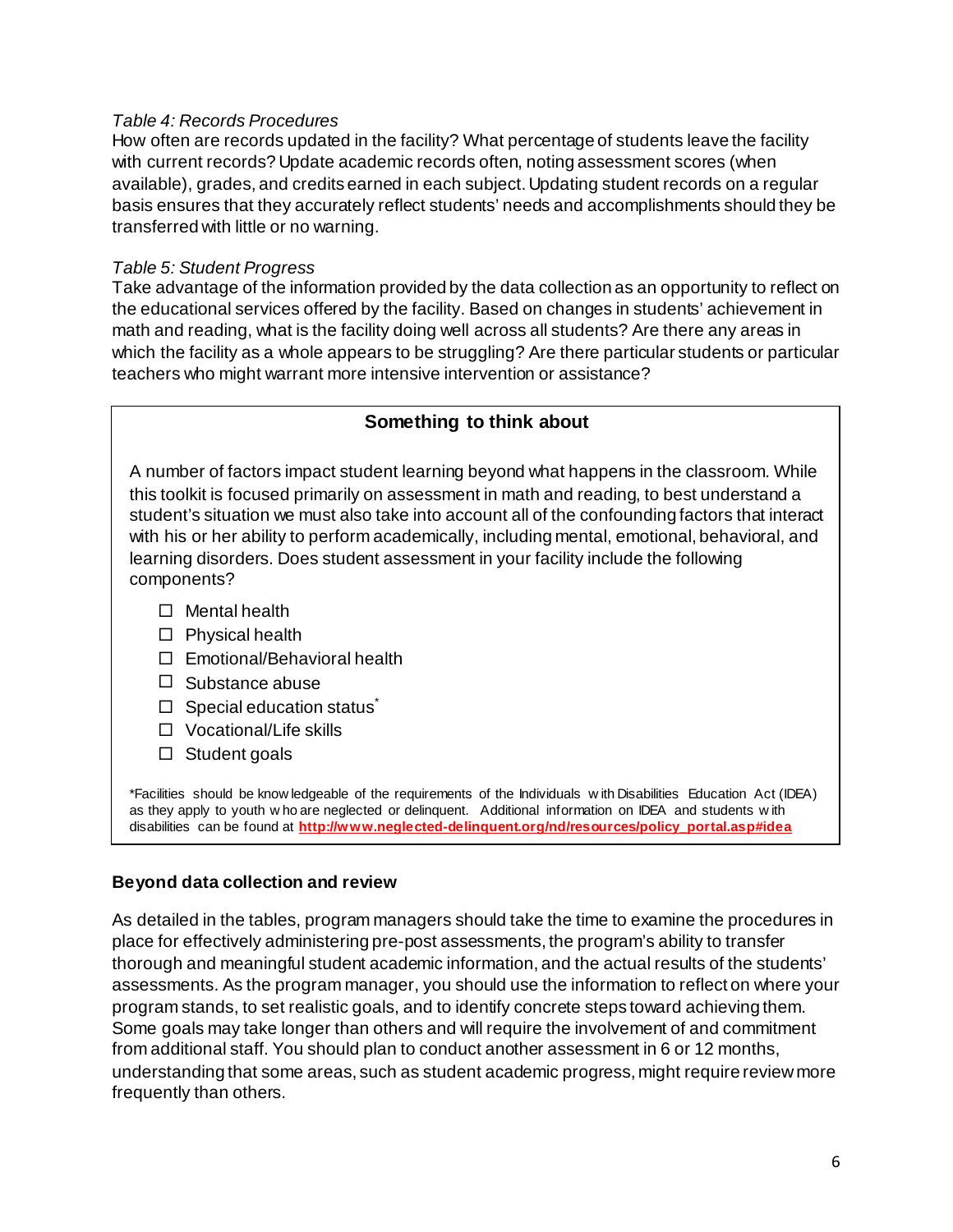*Table 4: Records Procedures*

How often are records updated in the facility? What percentage of students leave the facility with current records? Update academic records often, noting assessment scores (when available), grades, and credits earned in each subject. Updating student records on a regular basis ensures that they accurately reflect students' needs and accomplishments should they be transferred with little or no warning.

*Table 5: Student Progress*

Take advantage of the information provided by the data collection as an opportunity to reflect on the educational services offered by the facility. Based on changes in students' achievement in math and reading, what is the facility doing well across all students? Are there any areas in which the facility as a whole appears to be struggling? Are there particular students or particular teachers who might warrant more intensive intervention or assistance?

**Something to think about**

A number of factors impact student learning beyond what happens in the classroom. While this toolkit is focused primarily on assessment in math and reading, to best understand a student's situation we must also take into account all of the confounding factors that interact with his or her ability to perform academically, including mental, emotional, behavioral, and learning disorders. Does student assessment in your facility include the following components?

- ☐ Mental health
- ☐ Physical health
- ☐ Emotional/Behavioral health
- ☐ Substance abuse
- ☐ Special education status*
- ☐ Vocational/Life skills
- ☐ Student goals

*Facilities should be knowledgeable of the requirements of the Individuals with Disabilities Education Act (IDEA) as they apply to youth who are neglected or delinquent. Additional information on IDEA and students with disabilities can be found at **http://www.neglected-delinquent.org/nd/resources/policy_portal.asp#idea**

**Beyond data collection and review**

As detailed in the tables, program managers should take the time to examine the procedures in place for effectively administering pre-post assessments, the program's ability to transfer thorough and meaningful student academic information, and the actual results of the students' assessments. As the program manager, you should use the information to reflect on where your program stands, to set realistic goals, and to identify concrete steps toward achieving them. Some goals may take longer than others and will require the involvement of and commitment from additional staff. You should plan to conduct another assessment in 6 or 12 months, understanding that some areas, such as student academic progress, might require review more frequently than others.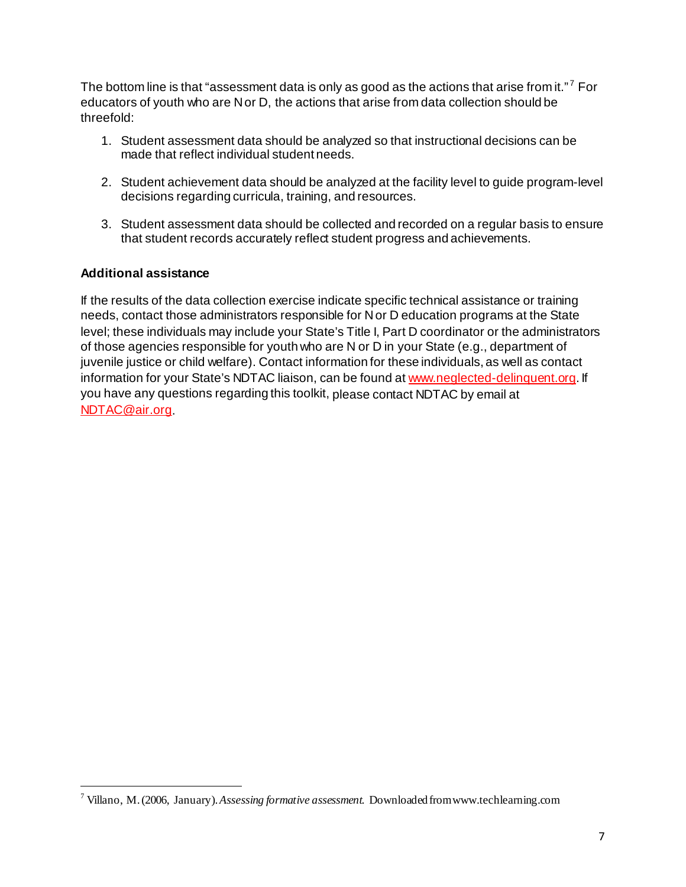The bottom line is that "assessment data is only as good as the actions that arise from it."[7] For educators of youth who are N or D, the actions that arise from data collection should be threefold:

1. Student assessment data should be analyzed so that instructional decisions can be made that reflect individual student needs.

2. Student achievement data should be analyzed at the facility level to guide program-level decisions regarding curricula, training, and resources.

3. Student assessment data should be collected and recorded on a regular basis to ensure that student records accurately reflect student progress and achievements.

**Additional assistance**

If the results of the data collection exercise indicate specific technical assistance or training needs, contact those administrators responsible for N or D education programs at the State level; these individuals may include your State's Title I, Part D coordinator or the administrators of those agencies responsible for youth who are N or D in your State (e.g., department of juvenile justice or child welfare). Contact information for these individuals, as well as contact information for your State's NDTAC liaison, can be found at www.neglected-delinquent.org. If you have any questions regarding this toolkit, please contact NDTAC by email at NDTAC@air.org.

---

[7] Villano, M. (2006, January). *Assessing formative assessment.* Downloaded from www.techlearning.com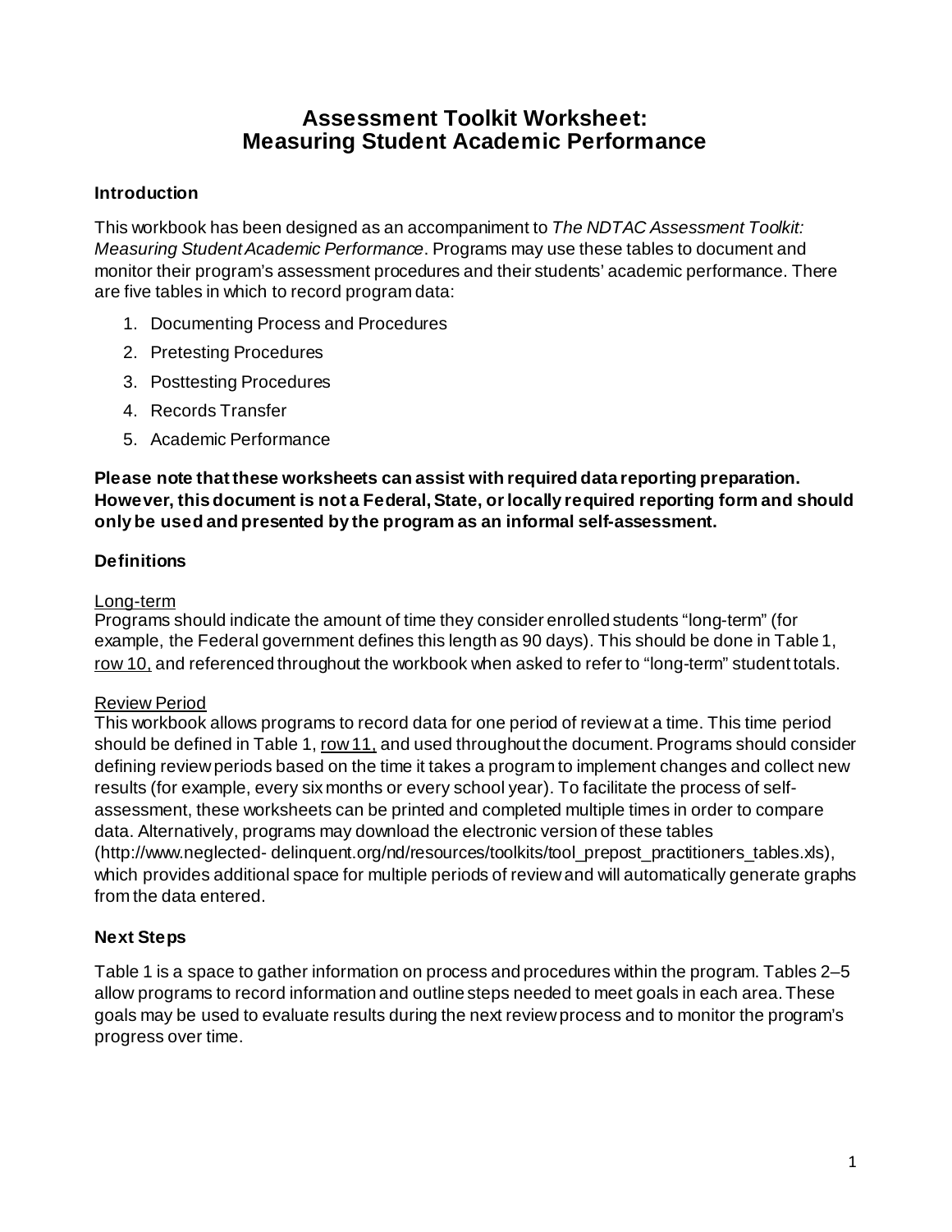# Assessment Toolkit Worksheet: Measuring Student Academic Performance

### Introduction

This workbook has been designed as an accompaniment to *The NDTAC Assessment Toolkit: Measuring Student Academic Performance*. Programs may use these tables to document and monitor their program's assessment procedures and their students' academic performance. There are five tables in which to record program data:

1. Documenting Process and Procedures
2. Pretesting Procedures
3. Posttesting Procedures
4. Records Transfer
5. Academic Performance

**Please note that these worksheets can assist with required data reporting preparation. However, this document is not a Federal, State, or locally required reporting form and should only be used and presented by the program as an informal self-assessment.**

### Definitions

<u>Long-term</u>
Programs should indicate the amount of time they consider enrolled students "long-term" (for example, the Federal government defines this length as 90 days). This should be done in Table 1, <u>row 10,</u> and referenced throughout the workbook when asked to refer to "long-term" student totals.

<u>Review Period</u>
This workbook allows programs to record data for one period of review at a time. This time period should be defined in Table 1, <u>row 11,</u> and used throughout the document. Programs should consider defining review periods based on the time it takes a program to implement changes and collect new results (for example, every six months or every school year). To facilitate the process of self-assessment, these worksheets can be printed and completed multiple times in order to compare data. Alternatively, programs may download the electronic version of these tables (http://www.neglected- delinquent.org/nd/resources/toolkits/tool_prepost_practitioners_tables.xls), which provides additional space for multiple periods of review and will automatically generate graphs from the data entered.

### Next Steps

Table 1 is a space to gather information on process and procedures within the program. Tables 2–5 allow programs to record information and outline steps needed to meet goals in each area. These goals may be used to evaluate results during the next review process and to monitor the program's progress over time.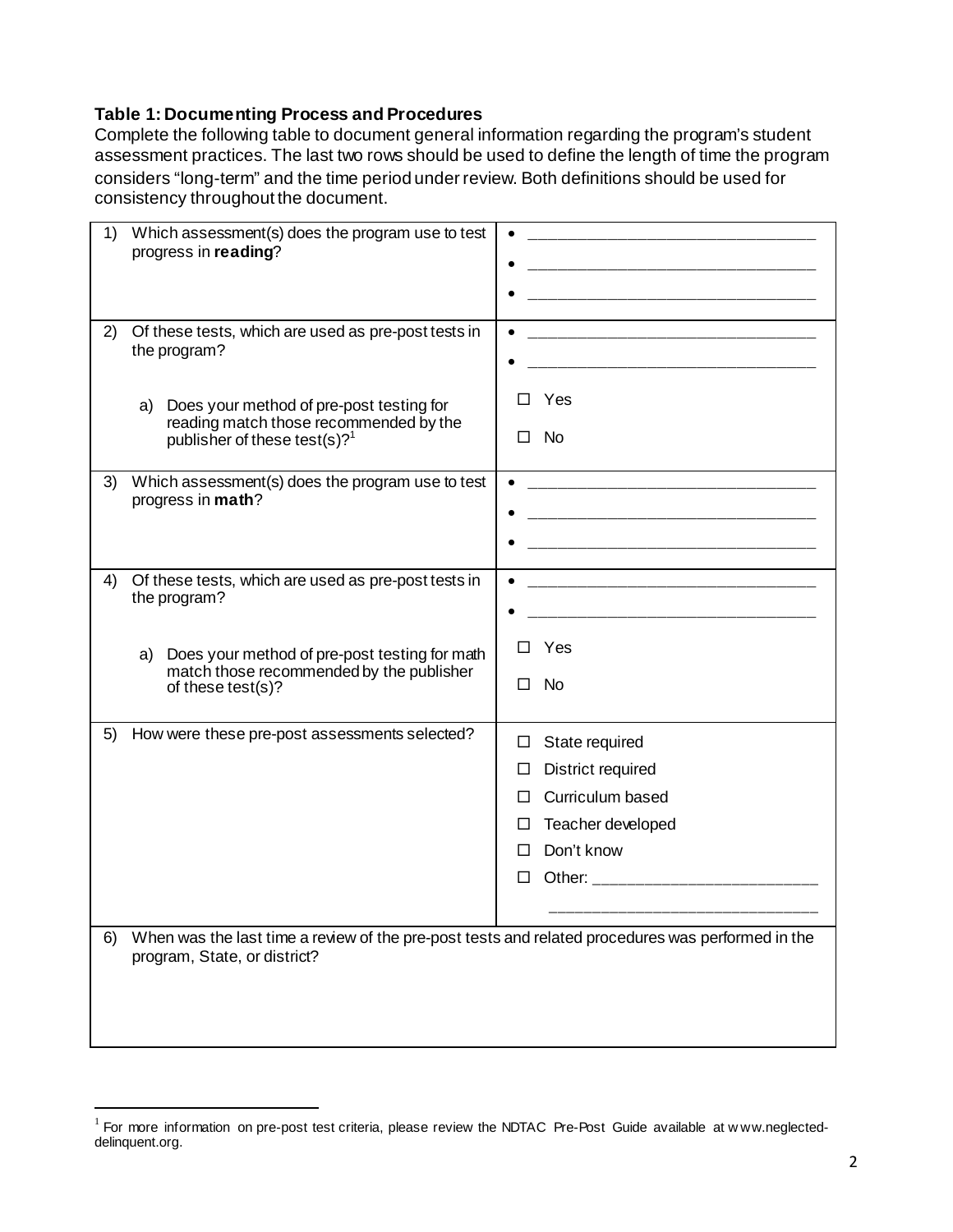**Table 1: Documenting Process and Procedures**

Complete the following table to document general information regarding the program's student assessment practices. The last two rows should be used to define the length of time the program considers "long-term" and the time period under review. Both definitions should be used for consistency throughout the document.

| Question | Response |
|---|---|
| 1) Which assessment(s) does the program use to test progress in **reading**? | • ________________________________<br>• ________________________________<br>• ________________________________ |
| 2) Of these tests, which are used as pre-post tests in the program?<br><br>a) Does your method of pre-post testing for reading match those recommended by the publisher of these test(s)?[1] | • ________________________________<br>• ________________________________<br><br>☐ Yes<br>☐ No |
| 3) Which assessment(s) does the program use to test progress in **math**? | • ________________________________<br>• ________________________________<br>• ________________________________ |
| 4) Of these tests, which are used as pre-post tests in the program?<br><br>a) Does your method of pre-post testing for math match those recommended by the publisher of these test(s)? | • ________________________________<br>• ________________________________<br><br>☐ Yes<br>☐ No |
| 5) How were these pre-post assessments selected? | ☐ State required<br>☐ District required<br>☐ Curriculum based<br>☐ Teacher developed<br>☐ Don't know<br>☐ Other: ________________________<br>________________________________ |
| 6) When was the last time a review of the pre-post tests and related procedures was performed in the program, State, or district? | |

[1] For more information on pre-post test criteria, please review the NDTAC Pre-Post Guide available at www.neglected-delinquent.org.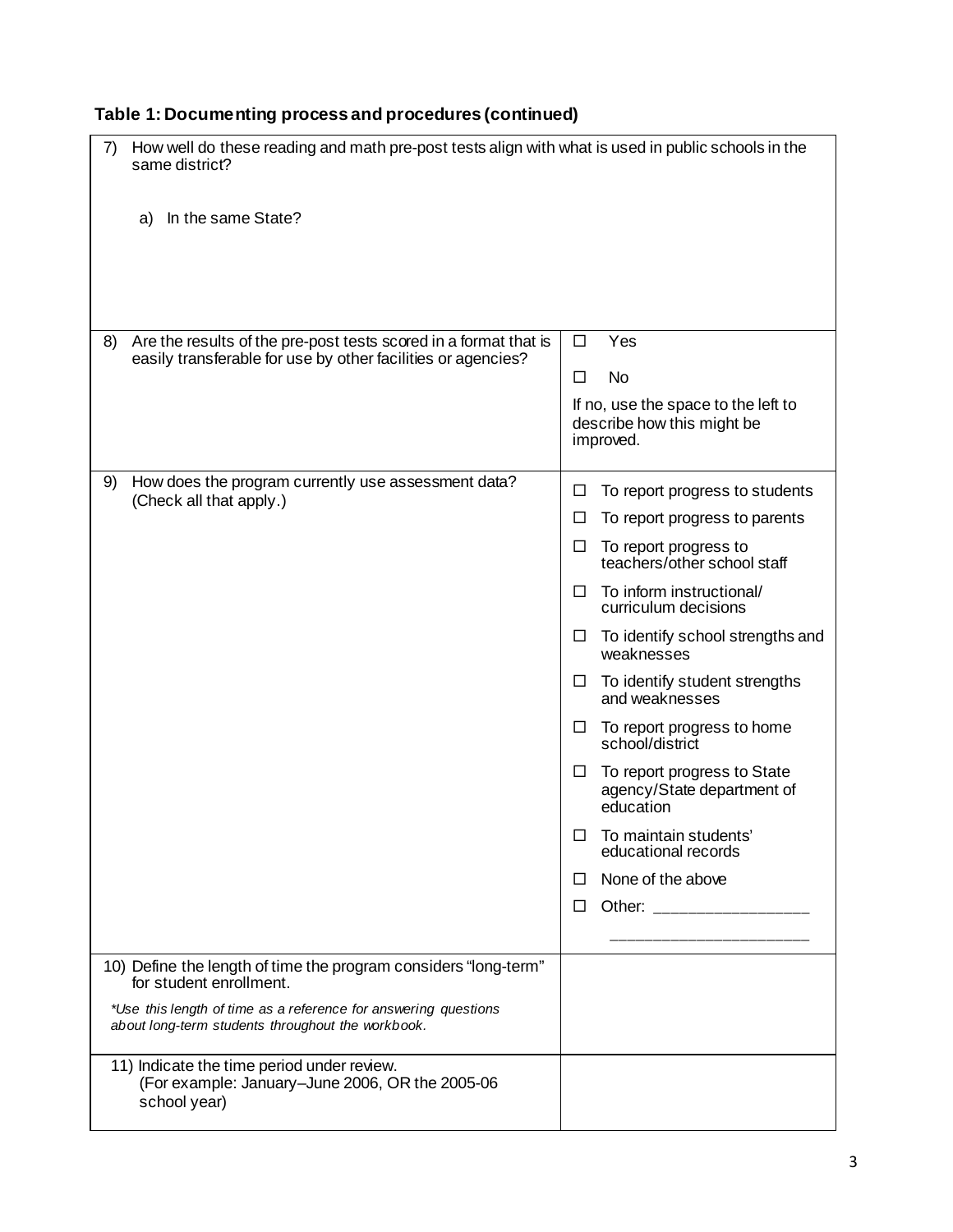**Table 1: Documenting process and procedures (continued)**

| | |
|---|---|
| 7) How well do these reading and math pre-post tests align with what is used in public schools in the same district?<br><br>a) In the same State? | |
| 8) Are the results of the pre-post tests scored in a format that is easily transferable for use by other facilities or agencies? | ☐ Yes<br>☐ No<br>If no, use the space to the left to describe how this might be improved. |
| 9) How does the program currently use assessment data? (Check all that apply.) | ☐ To report progress to students<br>☐ To report progress to parents<br>☐ To report progress to teachers/other school staff<br>☐ To inform instructional/ curriculum decisions<br>☐ To identify school strengths and weaknesses<br>☐ To identify student strengths and weaknesses<br>☐ To report progress to home school/district<br>☐ To report progress to State agency/State department of education<br>☐ To maintain students' educational records<br>☐ None of the above<br>☐ Other: _________________<br>______________________ |
| 10) Define the length of time the program considers "long-term" for student enrollment.<br>*\*Use this length of time as a reference for answering questions about long-term students throughout the workbook.* | |
| 11) Indicate the time period under review. (For example: January–June 2006, OR the 2005-06 school year) | |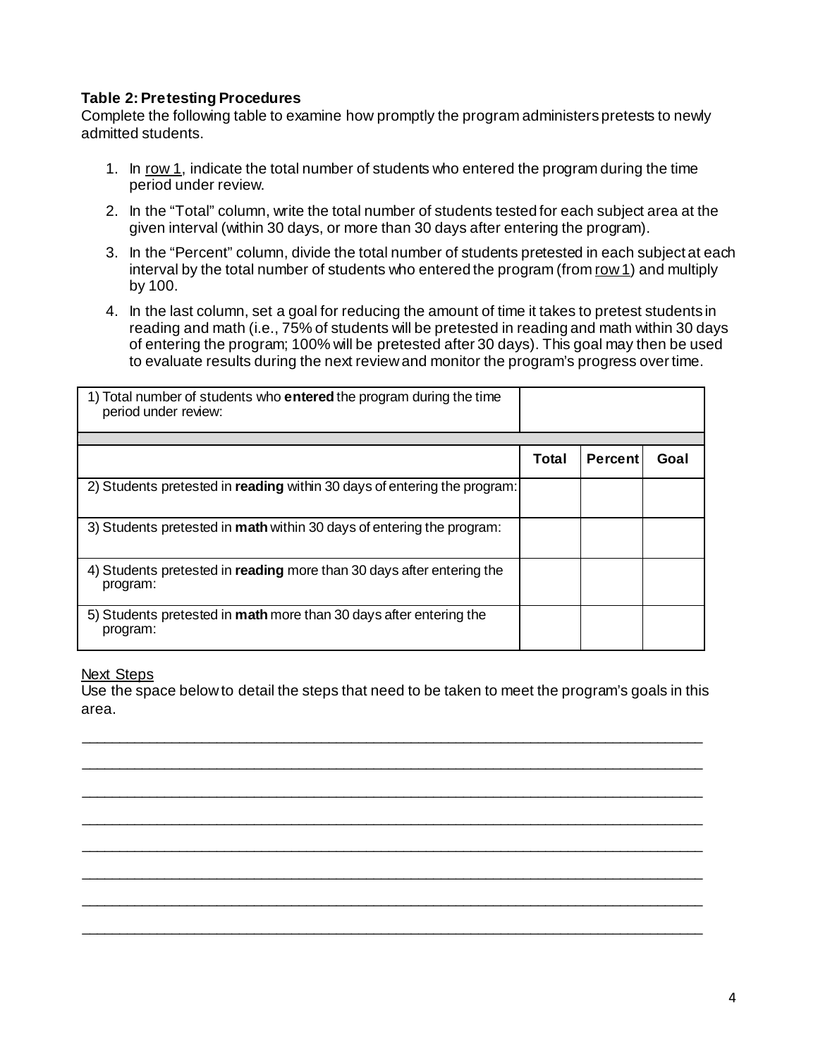**Table 2: Pretesting Procedures**

Complete the following table to examine how promptly the program administers pretests to newly admitted students.

1. In row 1, indicate the total number of students who entered the program during the time period under review.
2. In the "Total" column, write the total number of students tested for each subject area at the given interval (within 30 days, or more than 30 days after entering the program).
3. In the "Percent" column, divide the total number of students pretested in each subject at each interval by the total number of students who entered the program (from row 1) and multiply by 100.
4. In the last column, set a goal for reducing the amount of time it takes to pretest students in reading and math (i.e., 75% of students will be pretested in reading and math within 30 days of entering the program; 100% will be pretested after 30 days). This goal may then be used to evaluate results during the next review and monitor the program's progress over time.

| 1) Total number of students who **entered** the program during the time period under review: | | | |
|---|---|---|---|
| | | | |
| | **Total** | **Percent** | **Goal** |
| 2) Students pretested in **reading** within 30 days of entering the program: | | | |
| 3) Students pretested in **math** within 30 days of entering the program: | | | |
| 4) Students pretested in **reading** more than 30 days after entering the program: | | | |
| 5) Students pretested in **math** more than 30 days after entering the program: | | | |

Next Steps

Use the space below to detail the steps that need to be taken to meet the program's goals in this area.

_______________________________________________________________________________

_______________________________________________________________________________

_______________________________________________________________________________

_______________________________________________________________________________

_______________________________________________________________________________

_______________________________________________________________________________

_______________________________________________________________________________

_______________________________________________________________________________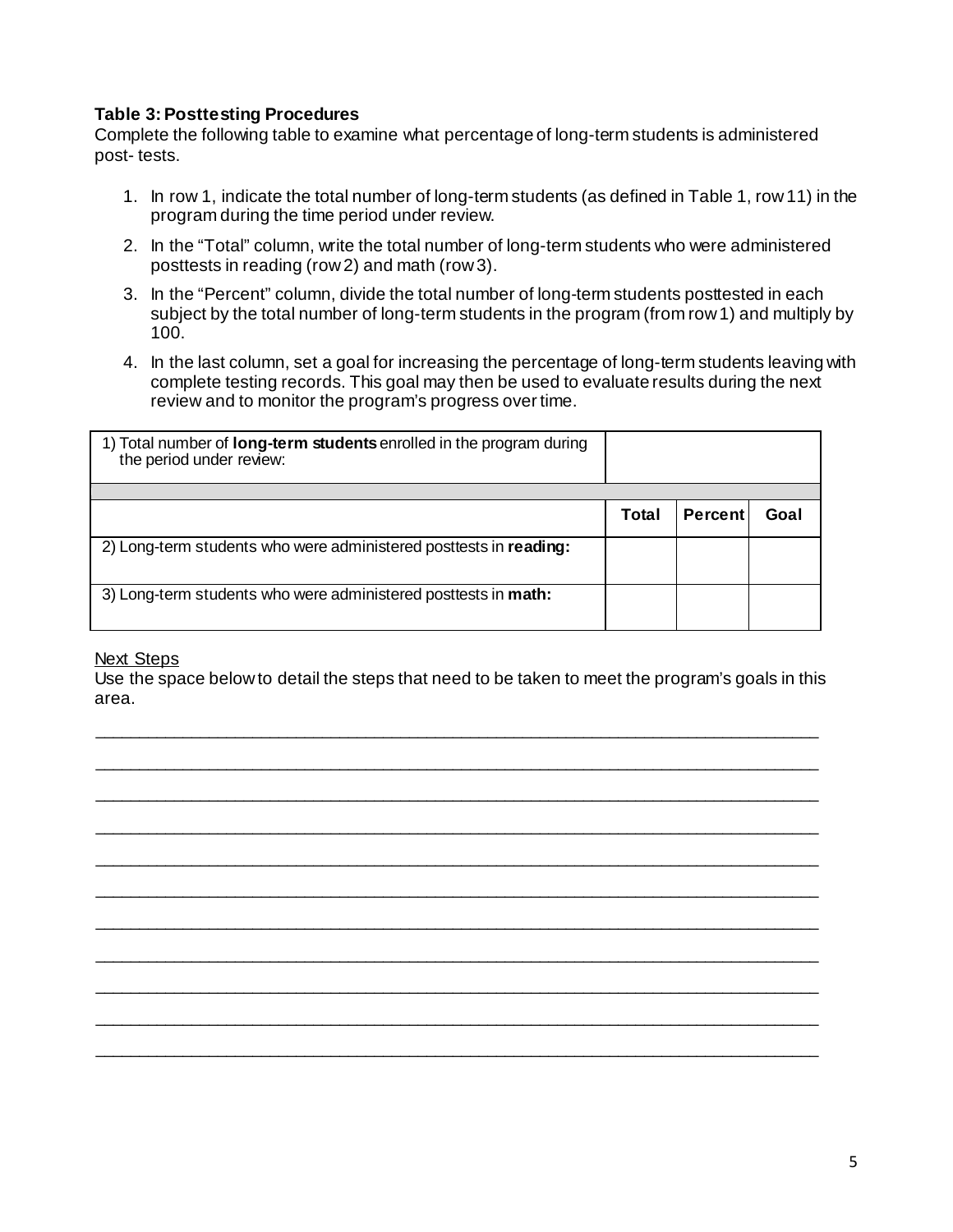**Table 3: Posttesting Procedures**

Complete the following table to examine what percentage of long-term students is administered post- tests.

1. In row 1, indicate the total number of long-term students (as defined in Table 1, row 11) in the program during the time period under review.
2. In the "Total" column, write the total number of long-term students who were administered posttests in reading (row 2) and math (row 3).
3. In the "Percent" column, divide the total number of long-term students posttested in each subject by the total number of long-term students in the program (from row 1) and multiply by 100.
4. In the last column, set a goal for increasing the percentage of long-term students leaving with complete testing records. This goal may then be used to evaluate results during the next review and to monitor the program's progress over time.

| 1) Total number of **long-term students** enrolled in the program during the period under review: | | | |
|---|---|---|---|
| | | | |
| | **Total** | **Percent** | **Goal** |
| 2) Long-term students who were administered posttests in **reading:** | | | |
| 3) Long-term students who were administered posttests in **math:** | | | |

Next Steps

Use the space below to detail the steps that need to be taken to meet the program's goals in this area.

___________________________________________________________________________

___________________________________________________________________________

___________________________________________________________________________

___________________________________________________________________________

___________________________________________________________________________

___________________________________________________________________________

___________________________________________________________________________

___________________________________________________________________________

___________________________________________________________________________

___________________________________________________________________________

___________________________________________________________________________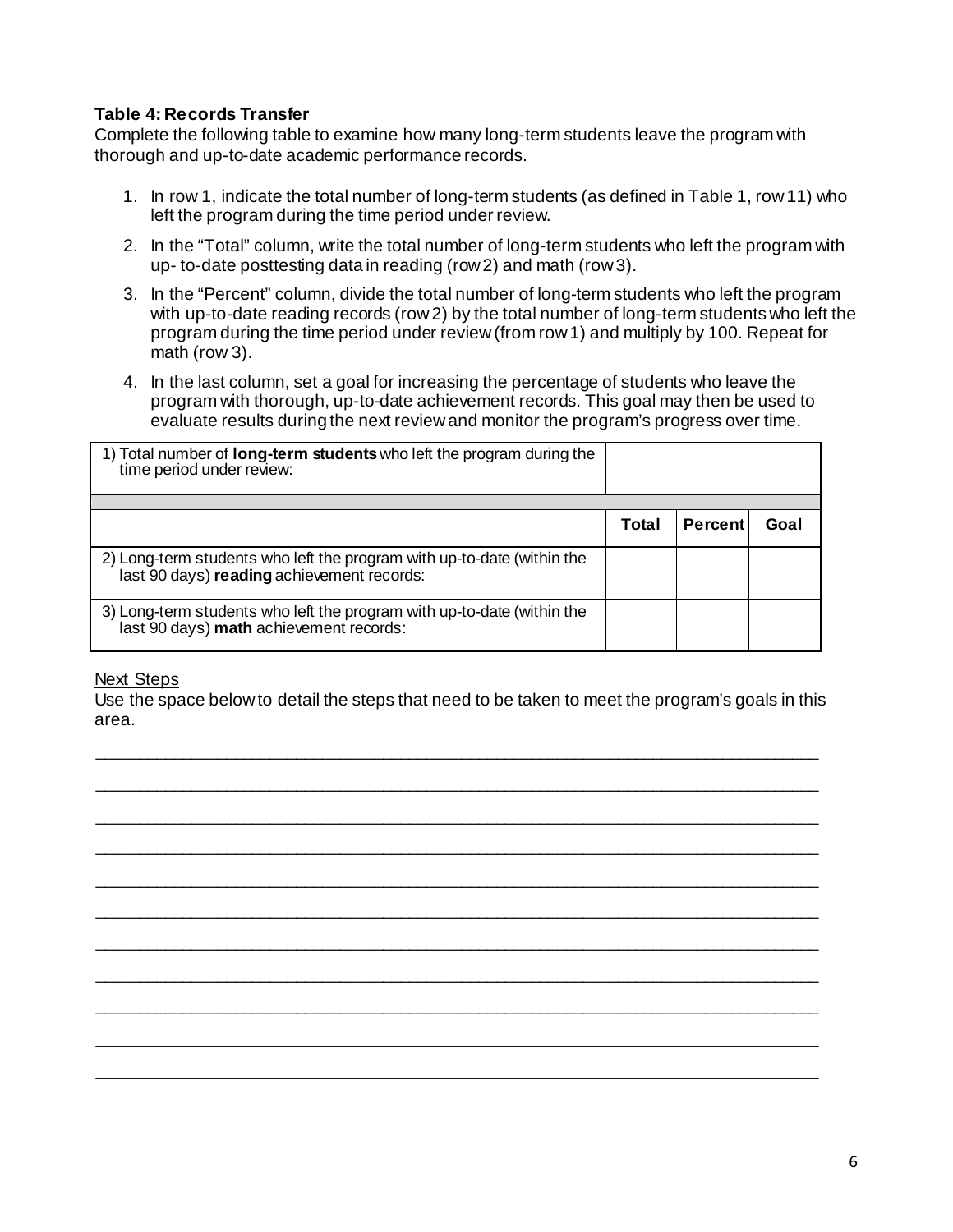**Table 4: Records Transfer**

Complete the following table to examine how many long-term students leave the program with thorough and up-to-date academic performance records.

1. In row 1, indicate the total number of long-term students (as defined in Table 1, row 11) who left the program during the time period under review.
2. In the "Total" column, write the total number of long-term students who left the program with up- to-date posttesting data in reading (row 2) and math (row 3).
3. In the "Percent" column, divide the total number of long-term students who left the program with up-to-date reading records (row 2) by the total number of long-term students who left the program during the time period under review (from row 1) and multiply by 100. Repeat for math (row 3).
4. In the last column, set a goal for increasing the percentage of students who leave the program with thorough, up-to-date achievement records. This goal may then be used to evaluate results during the next review and monitor the program's progress over time.

| 1) Total number of **long-term students** who left the program during the time period under review: | | | |
|---|---|---|---|
| | | | |
| | **Total** | **Percent** | **Goal** |
| 2) Long-term students who left the program with up-to-date (within the last 90 days) **reading** achievement records: | | | |
| 3) Long-term students who left the program with up-to-date (within the last 90 days) **math** achievement records: | | | |

Next Steps

Use the space below to detail the steps that need to be taken to meet the program's goals in this area.

_______________________________________________________________________________

_______________________________________________________________________________

_______________________________________________________________________________

_______________________________________________________________________________

_______________________________________________________________________________

_______________________________________________________________________________

_______________________________________________________________________________

_______________________________________________________________________________

_______________________________________________________________________________

_______________________________________________________________________________

_______________________________________________________________________________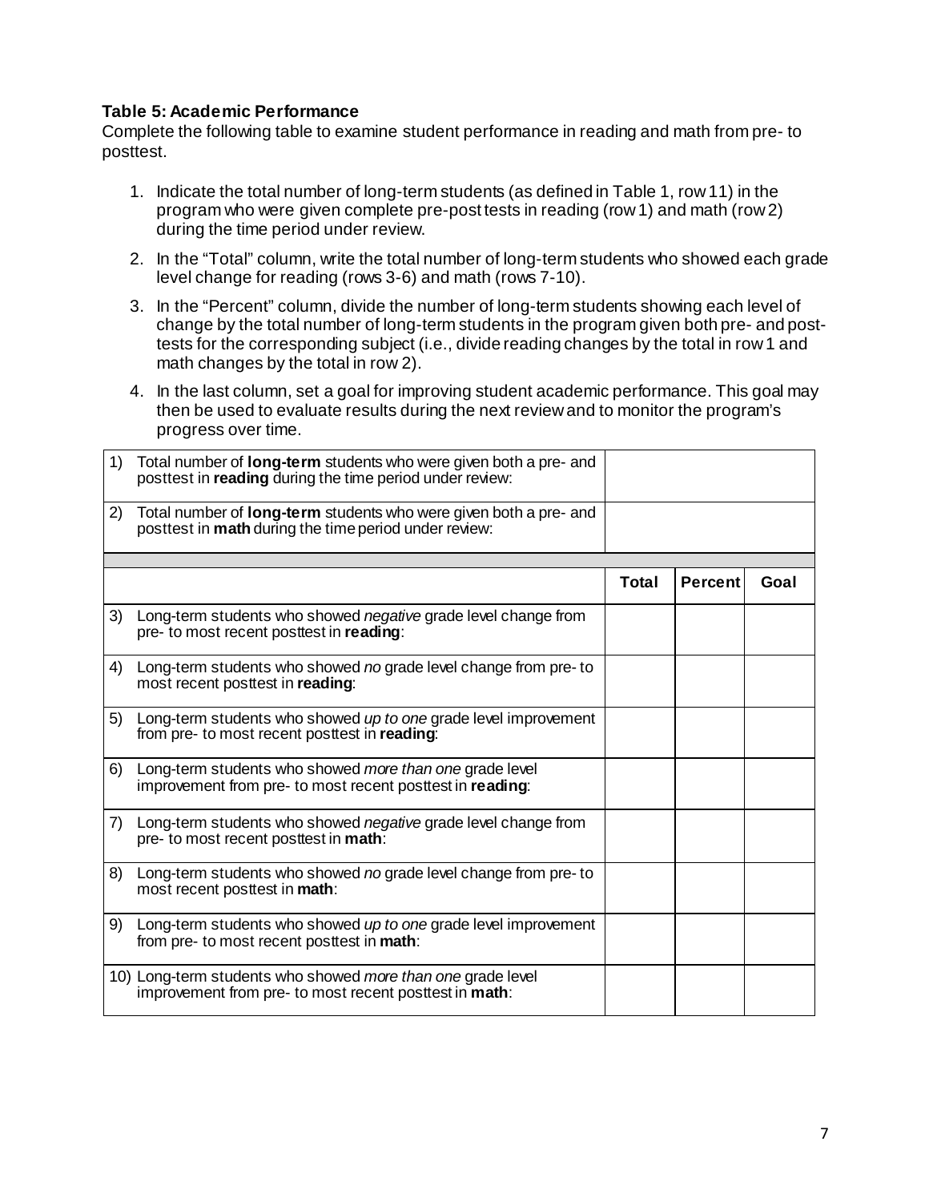**Table 5: Academic Performance**

Complete the following table to examine student performance in reading and math from pre- to posttest.

1. Indicate the total number of long-term students (as defined in Table 1, row 11) in the program who were given complete pre-post tests in reading (row 1) and math (row 2) during the time period under review.
2. In the "Total" column, write the total number of long-term students who showed each grade level change for reading (rows 3-6) and math (rows 7-10).
3. In the "Percent" column, divide the number of long-term students showing each level of change by the total number of long-term students in the program given both pre- and post-tests for the corresponding subject (i.e., divide reading changes by the total in row 1 and math changes by the total in row 2).
4. In the last column, set a goal for improving student academic performance. This goal may then be used to evaluate results during the next review and to monitor the program's progress over time.

| | | | |
|---|---|---|---|
| 1) Total number of **long-term** students who were given both a pre- and posttest in **reading** during the time period under review: | | | |
| 2) Total number of **long-term** students who were given both a pre- and posttest in **math** during the time period under review: | | | |
| | **Total** | **Percent** | **Goal** |
| 3) Long-term students who showed *negative* grade level change from pre- to most recent posttest in **reading**: | | | |
| 4) Long-term students who showed *no* grade level change from pre- to most recent posttest in **reading**: | | | |
| 5) Long-term students who showed *up to one* grade level improvement from pre- to most recent posttest in **reading**: | | | |
| 6) Long-term students who showed *more than one* grade level improvement from pre- to most recent posttest in **reading**: | | | |
| 7) Long-term students who showed *negative* grade level change from pre- to most recent posttest in **math**: | | | |
| 8) Long-term students who showed *no* grade level change from pre- to most recent posttest in **math**: | | | |
| 9) Long-term students who showed *up to one* grade level improvement from pre- to most recent posttest in **math**: | | | |
| 10) Long-term students who showed *more than one* grade level improvement from pre- to most recent posttest in **math**: | | | |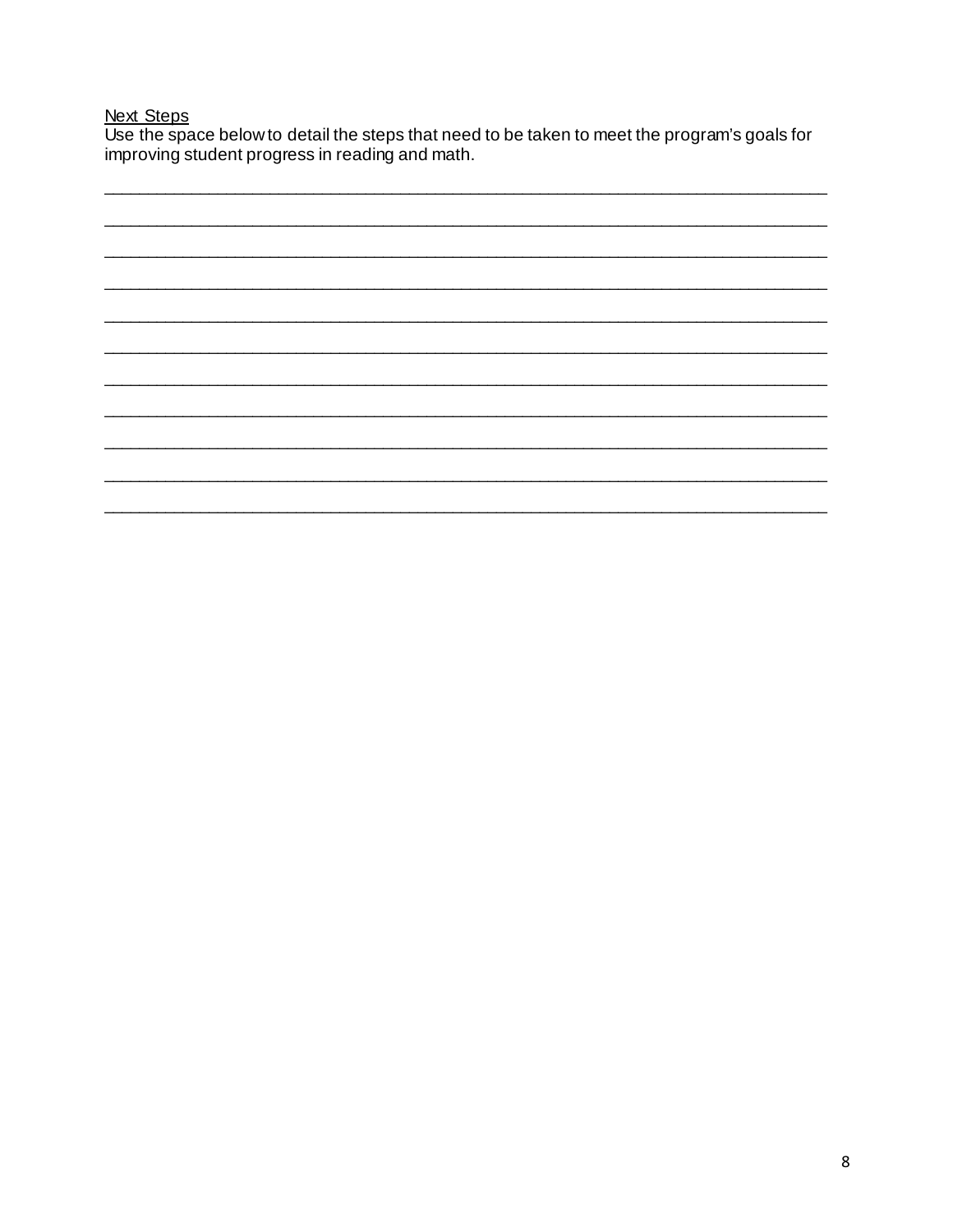<u>Next Steps</u>

Use the space below to detail the steps that need to be taken to meet the program's goals for improving student progress in reading and math.

___________________________________________________________________________

___________________________________________________________________________

___________________________________________________________________________

___________________________________________________________________________

___________________________________________________________________________

___________________________________________________________________________

___________________________________________________________________________

___________________________________________________________________________

___________________________________________________________________________

___________________________________________________________________________

___________________________________________________________________________